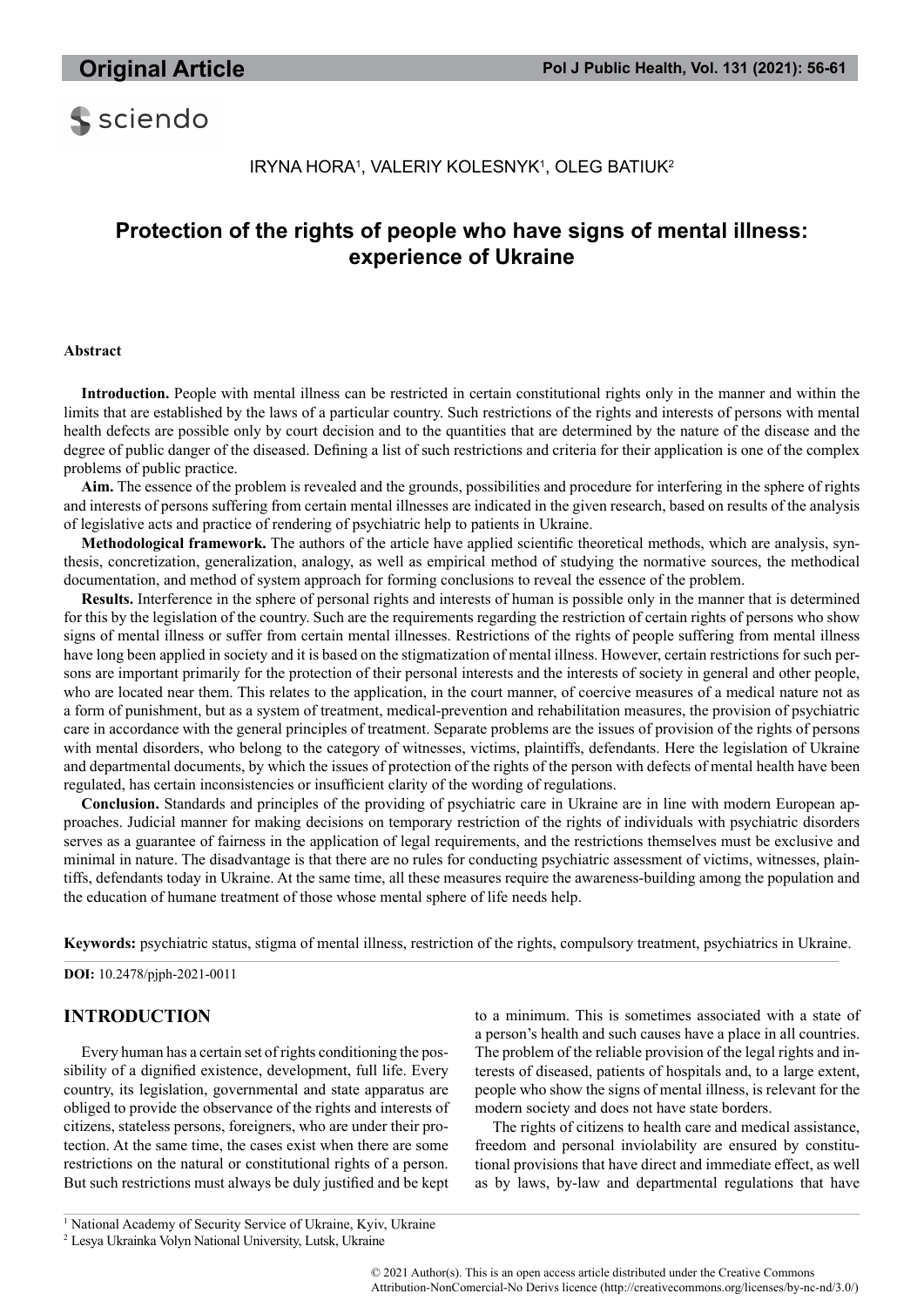**Original Article**

IRYNA HORA[1], VALERIY KOLESNYK[1], OLEG BATIUK[2]

# Protection of the rights of people who have signs of mental illness: experience of Ukraine

## Abstract

**Introduction.** People with mental illness can be restricted in certain constitutional rights only in the manner and within the limits that are established by the laws of a particular country. Such restrictions of the rights and interests of persons with mental health defects are possible only by court decision and to the quantities that are determined by the nature of the disease and the degree of public danger of the diseased. Defining a list of such restrictions and criteria for their application is one of the complex problems of public practice.

**Aim.** The essence of the problem is revealed and the grounds, possibilities and procedure for interfering in the sphere of rights and interests of persons suffering from certain mental illnesses are indicated in the given research, based on results of the analysis of legislative acts and practice of rendering of psychiatric help to patients in Ukraine.

**Methodological framework.** The authors of the article have applied scientific theoretical methods, which are analysis, synthesis, concretization, generalization, analogy, as well as empirical method of studying the normative sources, the methodical documentation, and method of system approach for forming conclusions to reveal the essence of the problem.

**Results.** Interference in the sphere of personal rights and interests of human is possible only in the manner that is determined for this by the legislation of the country. Such are the requirements regarding the restriction of certain rights of persons who show signs of mental illness or suffer from certain mental illnesses. Restrictions of the rights of people suffering from mental illness have long been applied in society and it is based on the stigmatization of mental illness. However, certain restrictions for such persons are important primarily for the protection of their personal interests and the interests of society in general and other people, who are located near them. This relates to the application, in the court manner, of coercive measures of a medical nature not as a form of punishment, but as a system of treatment, medical-prevention and rehabilitation measures, the provision of psychiatric care in accordance with the general principles of treatment. Separate problems are the issues of provision of the rights of persons with mental disorders, who belong to the category of witnesses, victims, plaintiffs, defendants. Here the legislation of Ukraine and departmental documents, by which the issues of protection of the rights of the person with defects of mental health have been regulated, has certain inconsistencies or insufficient clarity of the wording of regulations.

**Conclusion.** Standards and principles of the providing of psychiatric care in Ukraine are in line with modern European approaches. Judicial manner for making decisions on temporary restriction of the rights of individuals with psychiatric disorders serves as a guarantee of fairness in the application of legal requirements, and the restrictions themselves must be exclusive and minimal in nature. The disadvantage is that there are no rules for conducting psychiatric assessment of victims, witnesses, plaintiffs, defendants today in Ukraine. At the same time, all these measures require the awareness-building among the population and the education of humane treatment of those whose mental sphere of life needs help.

**Keywords:** psychiatric status, stigma of mental illness, restriction of the rights, compulsory treatment, psychiatrics in Ukraine.

**DOI:** 10.2478/pjph-2021-0011

## INTRODUCTION

Every human has a certain set of rights conditioning the possibility of a dignified existence, development, full life. Every country, its legislation, governmental and state apparatus are obliged to provide the observance of the rights and interests of citizens, stateless persons, foreigners, who are under their protection. At the same time, the cases exist when there are some restrictions on the natural or constitutional rights of a person. But such restrictions must always be duly justified and be kept to a minimum. This is sometimes associated with a state of a person's health and such causes have a place in all countries. The problem of the reliable provision of the legal rights and interests of diseased, patients of hospitals and, to a large extent, people who show the signs of mental illness, is relevant for the modern society and does not have state borders.

The rights of citizens to health care and medical assistance, freedom and personal inviolability are ensured by constitutional provisions that have direct and immediate effect, as well as by laws, by-law and departmental regulations that have

[1] National Academy of Security Service of Ukraine, Kyiv, Ukraine
[2] Lesya Ukrainka Volyn National University, Lutsk, Ukraine

© 2021 Author(s). This is an open access article distributed under the Creative Commons Attribution-NonComercial-No Derivs licence (http://creativecommons.org/licenses/by-nc-nd/3.0/)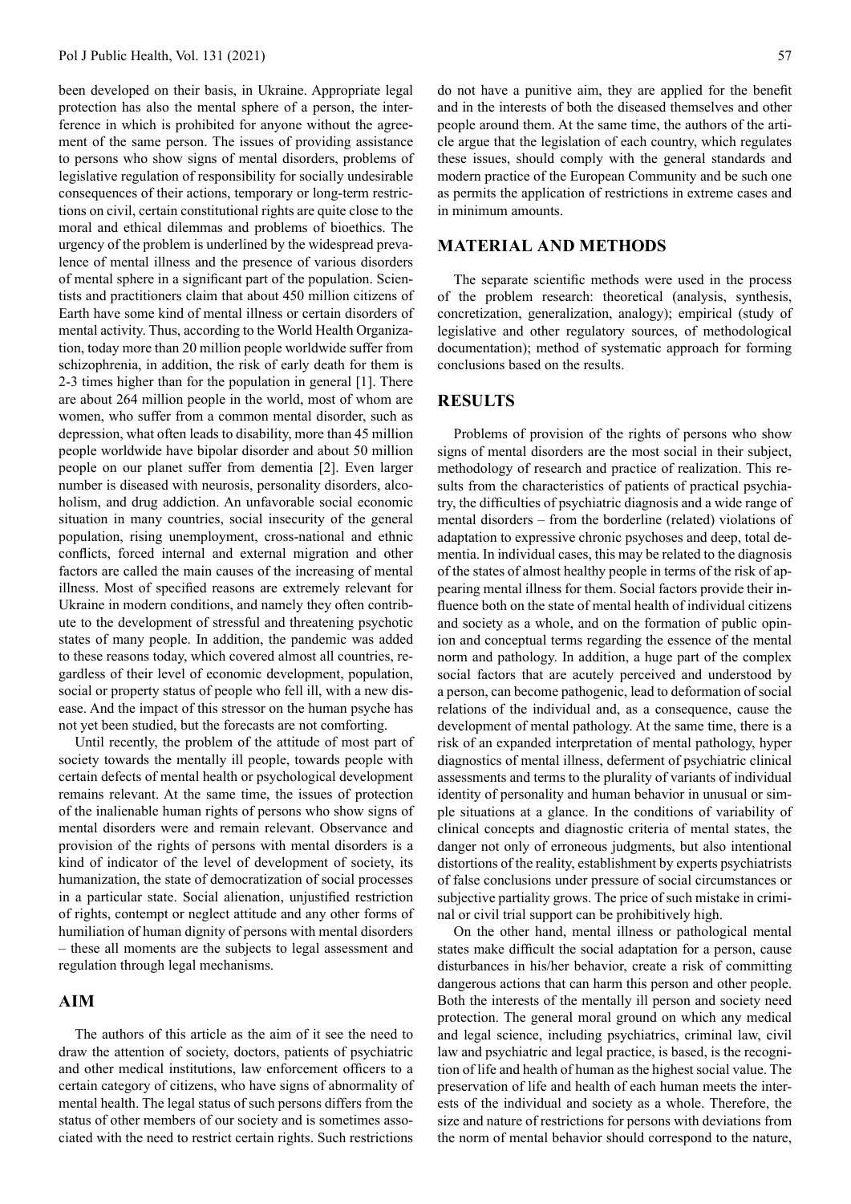been developed on their basis, in Ukraine. Appropriate legal protection has also the mental sphere of a person, the interference in which is prohibited for anyone without the agreement of the same person. The issues of providing assistance to persons who show signs of mental disorders, problems of legislative regulation of responsibility for socially undesirable consequences of their actions, temporary or long-term restrictions on civil, certain constitutional rights are quite close to the moral and ethical dilemmas and problems of bioethics. The urgency of the problem is underlined by the widespread prevalence of mental illness and the presence of various disorders of mental sphere in a significant part of the population. Scientists and practitioners claim that about 450 million citizens of Earth have some kind of mental illness or certain disorders of mental activity. Thus, according to the World Health Organization, today more than 20 million people worldwide suffer from schizophrenia, in addition, the risk of early death for them is 2-3 times higher than for the population in general [1]. There are about 264 million people in the world, most of whom are women, who suffer from a common mental disorder, such as depression, what often leads to disability, more than 45 million people worldwide have bipolar disorder and about 50 million people on our planet suffer from dementia [2]. Even larger number is diseased with neurosis, personality disorders, alcoholism, and drug addiction. An unfavorable social economic situation in many countries, social insecurity of the general population, rising unemployment, cross-national and ethnic conflicts, forced internal and external migration and other factors are called the main causes of the increasing of mental illness. Most of specified reasons are extremely relevant for Ukraine in modern conditions, and namely they often contribute to the development of stressful and threatening psychotic states of many people. In addition, the pandemic was added to these reasons today, which covered almost all countries, regardless of their level of economic development, population, social or property status of people who fell ill, with a new disease. And the impact of this stressor on the human psyche has not yet been studied, but the forecasts are not comforting.

Until recently, the problem of the attitude of most part of society towards the mentally ill people, towards people with certain defects of mental health or psychological development remains relevant. At the same time, the issues of protection of the inalienable human rights of persons who show signs of mental disorders were and remain relevant. Observance and provision of the rights of persons with mental disorders is a kind of indicator of the level of development of society, its humanization, the state of democratization of social processes in a particular state. Social alienation, unjustified restriction of rights, contempt or neglect attitude and any other forms of humiliation of human dignity of persons with mental disorders – these all moments are the subjects to legal assessment and regulation through legal mechanisms.

## AIM

The authors of this article as the aim of it see the need to draw the attention of society, doctors, patients of psychiatric and other medical institutions, law enforcement officers to a certain category of citizens, who have signs of abnormality of mental health. The legal status of such persons differs from the status of other members of our society and is sometimes associated with the need to restrict certain rights. Such restrictions do not have a punitive aim, they are applied for the benefit and in the interests of both the diseased themselves and other people around them. At the same time, the authors of the article argue that the legislation of each country, which regulates these issues, should comply with the general standards and modern practice of the European Community and be such one as permits the application of restrictions in extreme cases and in minimum amounts.

## MATERIAL AND METHODS

The separate scientific methods were used in the process of the problem research: theoretical (analysis, synthesis, concretization, generalization, analogy); empirical (study of legislative and other regulatory sources, of methodological documentation); method of systematic approach for forming conclusions based on the results.

## RESULTS

Problems of provision of the rights of persons who show signs of mental disorders are the most social in their subject, methodology of research and practice of realization. This results from the characteristics of patients of practical psychiatry, the difficulties of psychiatric diagnosis and a wide range of mental disorders – from the borderline (related) violations of adaptation to expressive chronic psychoses and deep, total dementia. In individual cases, this may be related to the diagnosis of the states of almost healthy people in terms of the risk of appearing mental illness for them. Social factors provide their influence both on the state of mental health of individual citizens and society as a whole, and on the formation of public opinion and conceptual terms regarding the essence of the mental norm and pathology. In addition, a huge part of the complex social factors that are acutely perceived and understood by a person, can become pathogenic, lead to deformation of social relations of the individual and, as a consequence, cause the development of mental pathology. At the same time, there is a risk of an expanded interpretation of mental pathology, hyper diagnostics of mental illness, deferment of psychiatric clinical assessments and terms to the plurality of variants of individual identity of personality and human behavior in unusual or simple situations at a glance. In the conditions of variability of clinical concepts and diagnostic criteria of mental states, the danger not only of erroneous judgments, but also intentional distortions of the reality, establishment by experts psychiatrists of false conclusions under pressure of social circumstances or subjective partiality grows. The price of such mistake in criminal or civil trial support can be prohibitively high.

On the other hand, mental illness or pathological mental states make difficult the social adaptation for a person, cause disturbances in his/her behavior, create a risk of committing dangerous actions that can harm this person and other people. Both the interests of the mentally ill person and society need protection. The general moral ground on which any medical and legal science, including psychiatrics, criminal law, civil law and psychiatric and legal practice, is based, is the recognition of life and health of human as the highest social value. The preservation of life and health of each human meets the interests of the individual and society as a whole. Therefore, the size and nature of restrictions for persons with deviations from the norm of mental behavior should correspond to the nature,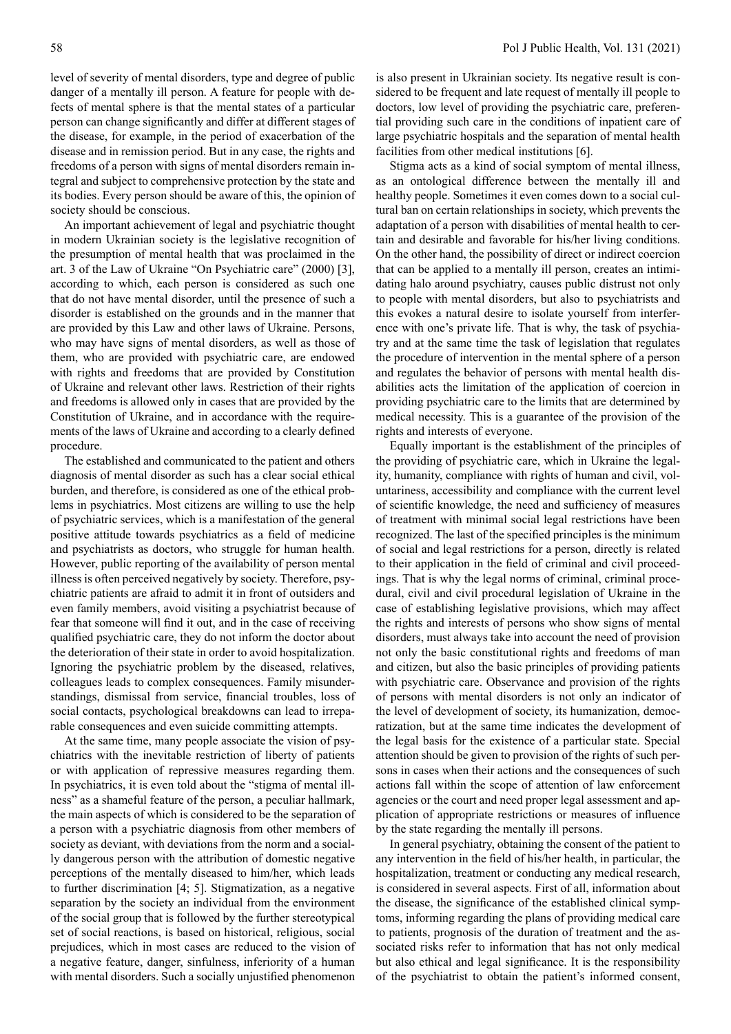level of severity of mental disorders, type and degree of public danger of a mentally ill person. A feature for people with defects of mental sphere is that the mental states of a particular person can change significantly and differ at different stages of the disease, for example, in the period of exacerbation of the disease and in remission period. But in any case, the rights and freedoms of a person with signs of mental disorders remain integral and subject to comprehensive protection by the state and its bodies. Every person should be aware of this, the opinion of society should be conscious.

An important achievement of legal and psychiatric thought in modern Ukrainian society is the legislative recognition of the presumption of mental health that was proclaimed in the art. 3 of the Law of Ukraine "On Psychiatric care" (2000) [3], according to which, each person is considered as such one that do not have mental disorder, until the presence of such a disorder is established on the grounds and in the manner that are provided by this Law and other laws of Ukraine. Persons, who may have signs of mental disorders, as well as those of them, who are provided with psychiatric care, are endowed with rights and freedoms that are provided by Constitution of Ukraine and relevant other laws. Restriction of their rights and freedoms is allowed only in cases that are provided by the Constitution of Ukraine, and in accordance with the requirements of the laws of Ukraine and according to a clearly defined procedure.

The established and communicated to the patient and others diagnosis of mental disorder as such has a clear social ethical burden, and therefore, is considered as one of the ethical problems in psychiatrics. Most citizens are willing to use the help of psychiatric services, which is a manifestation of the general positive attitude towards psychiatrics as a field of medicine and psychiatrists as doctors, who struggle for human health. However, public reporting of the availability of person mental illness is often perceived negatively by society. Therefore, psychiatric patients are afraid to admit it in front of outsiders and even family members, avoid visiting a psychiatrist because of fear that someone will find it out, and in the case of receiving qualified psychiatric care, they do not inform the doctor about the deterioration of their state in order to avoid hospitalization. Ignoring the psychiatric problem by the diseased, relatives, colleagues leads to complex consequences. Family misunderstandings, dismissal from service, financial troubles, loss of social contacts, psychological breakdowns can lead to irreparable consequences and even suicide committing attempts.

At the same time, many people associate the vision of psychiatrics with the inevitable restriction of liberty of patients or with application of repressive measures regarding them. In psychiatrics, it is even told about the "stigma of mental illness" as a shameful feature of the person, a peculiar hallmark, the main aspects of which is considered to be the separation of a person with a psychiatric diagnosis from other members of society as deviant, with deviations from the norm and a socially dangerous person with the attribution of domestic negative perceptions of the mentally diseased to him/her, which leads to further discrimination [4; 5]. Stigmatization, as a negative separation by the society an individual from the environment of the social group that is followed by the further stereotypical set of social reactions, is based on historical, religious, social prejudices, which in most cases are reduced to the vision of a negative feature, danger, sinfulness, inferiority of a human with mental disorders. Such a socially unjustified phenomenon is also present in Ukrainian society. Its negative result is considered to be frequent and late request of mentally ill people to doctors, low level of providing the psychiatric care, preferential providing such care in the conditions of inpatient care of large psychiatric hospitals and the separation of mental health facilities from other medical institutions [6].

Stigma acts as a kind of social symptom of mental illness, as an ontological difference between the mentally ill and healthy people. Sometimes it even comes down to a social cultural ban on certain relationships in society, which prevents the adaptation of a person with disabilities of mental health to certain and desirable and favorable for his/her living conditions. On the other hand, the possibility of direct or indirect coercion that can be applied to a mentally ill person, creates an intimidating halo around psychiatry, causes public distrust not only to people with mental disorders, but also to psychiatrists and this evokes a natural desire to isolate yourself from interference with one's private life. That is why, the task of psychiatry and at the same time the task of legislation that regulates the procedure of intervention in the mental sphere of a person and regulates the behavior of persons with mental health disabilities acts the limitation of the application of coercion in providing psychiatric care to the limits that are determined by medical necessity. This is a guarantee of the provision of the rights and interests of everyone.

Equally important is the establishment of the principles of the providing of psychiatric care, which in Ukraine the legality, humanity, compliance with rights of human and civil, voluntariness, accessibility and compliance with the current level of scientific knowledge, the need and sufficiency of measures of treatment with minimal social legal restrictions have been recognized. The last of the specified principles is the minimum of social and legal restrictions for a person, directly is related to their application in the field of criminal and civil proceedings. That is why the legal norms of criminal, criminal procedural, civil and civil procedural legislation of Ukraine in the case of establishing legislative provisions, which may affect the rights and interests of persons who show signs of mental disorders, must always take into account the need of provision not only the basic constitutional rights and freedoms of man and citizen, but also the basic principles of providing patients with psychiatric care. Observance and provision of the rights of persons with mental disorders is not only an indicator of the level of development of society, its humanization, democratization, but at the same time indicates the development of the legal basis for the existence of a particular state. Special attention should be given to provision of the rights of such persons in cases when their actions and the consequences of such actions fall within the scope of attention of law enforcement agencies or the court and need proper legal assessment and application of appropriate restrictions or measures of influence by the state regarding the mentally ill persons.

In general psychiatry, obtaining the consent of the patient to any intervention in the field of his/her health, in particular, the hospitalization, treatment or conducting any medical research, is considered in several aspects. First of all, information about the disease, the significance of the established clinical symptoms, informing regarding the plans of providing medical care to patients, prognosis of the duration of treatment and the associated risks refer to information that has not only medical but also ethical and legal significance. It is the responsibility of the psychiatrist to obtain the patient's informed consent,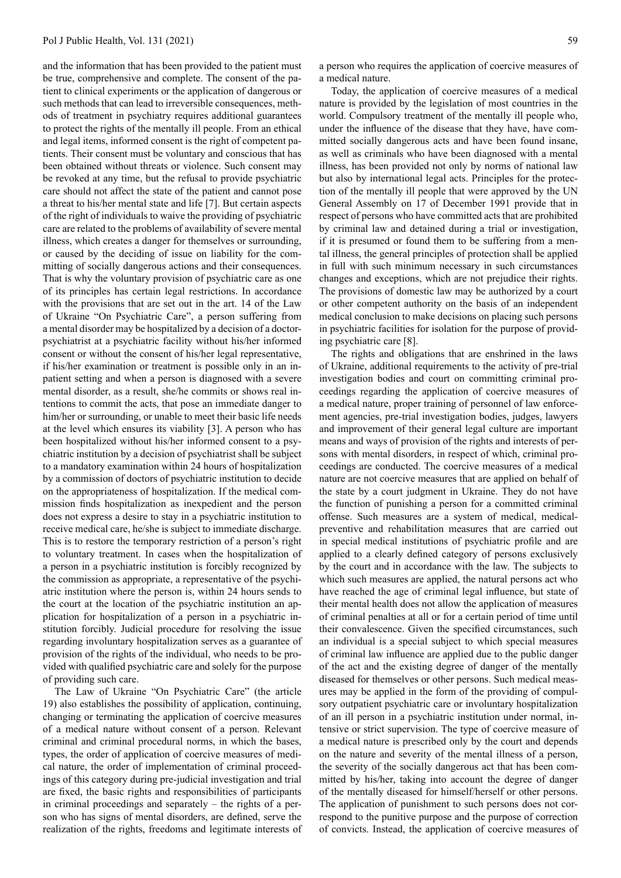and the information that has been provided to the patient must be true, comprehensive and complete. The consent of the patient to clinical experiments or the application of dangerous or such methods that can lead to irreversible consequences, methods of treatment in psychiatry requires additional guarantees to protect the rights of the mentally ill people. From an ethical and legal items, informed consent is the right of competent patients. Their consent must be voluntary and conscious that has been obtained without threats or violence. Such consent may be revoked at any time, but the refusal to provide psychiatric care should not affect the state of the patient and cannot pose a threat to his/her mental state and life [7]. But certain aspects of the right of individuals to waive the providing of psychiatric care are related to the problems of availability of severe mental illness, which creates a danger for themselves or surrounding, or caused by the deciding of issue on liability for the committing of socially dangerous actions and their consequences. That is why the voluntary provision of psychiatric care as one of its principles has certain legal restrictions. In accordance with the provisions that are set out in the art. 14 of the Law of Ukraine "On Psychiatric Care", a person suffering from a mental disorder may be hospitalized by a decision of a doctor-psychiatrist at a psychiatric facility without his/her informed consent or without the consent of his/her legal representative, if his/her examination or treatment is possible only in an inpatient setting and when a person is diagnosed with a severe mental disorder, as a result, she/he commits or shows real intentions to commit the acts, that pose an immediate danger to him/her or surrounding, or unable to meet their basic life needs at the level which ensures its viability [3]. A person who has been hospitalized without his/her informed consent to a psychiatric institution by a decision of psychiatrist shall be subject to a mandatory examination within 24 hours of hospitalization by a commission of doctors of psychiatric institution to decide on the appropriateness of hospitalization. If the medical commission finds hospitalization as inexpedient and the person does not express a desire to stay in a psychiatric institution to receive medical care, he/she is subject to immediate discharge. This is to restore the temporary restriction of a person's right to voluntary treatment. In cases when the hospitalization of a person in a psychiatric institution is forcibly recognized by the commission as appropriate, a representative of the psychiatric institution where the person is, within 24 hours sends to the court at the location of the psychiatric institution an application for hospitalization of a person in a psychiatric institution forcibly. Judicial procedure for resolving the issue regarding involuntary hospitalization serves as a guarantee of provision of the rights of the individual, who needs to be provided with qualified psychiatric care and solely for the purpose of providing such care.

The Law of Ukraine "On Psychiatric Care" (the article 19) also establishes the possibility of application, continuing, changing or terminating the application of coercive measures of a medical nature without consent of a person. Relevant criminal and criminal procedural norms, in which the bases, types, the order of application of coercive measures of medical nature, the order of implementation of criminal proceedings of this category during pre-judicial investigation and trial are fixed, the basic rights and responsibilities of participants in criminal proceedings and separately – the rights of a person who has signs of mental disorders, are defined, serve the realization of the rights, freedoms and legitimate interests of a person who requires the application of coercive measures of a medical nature.

Today, the application of coercive measures of a medical nature is provided by the legislation of most countries in the world. Compulsory treatment of the mentally ill people who, under the influence of the disease that they have, have committed socially dangerous acts and have been found insane, as well as criminals who have been diagnosed with a mental illness, has been provided not only by norms of national law but also by international legal acts. Principles for the protection of the mentally ill people that were approved by the UN General Assembly on 17 of December 1991 provide that in respect of persons who have committed acts that are prohibited by criminal law and detained during a trial or investigation, if it is presumed or found them to be suffering from a mental illness, the general principles of protection shall be applied in full with such minimum necessary in such circumstances changes and exceptions, which are not prejudice their rights. The provisions of domestic law may be authorized by a court or other competent authority on the basis of an independent medical conclusion to make decisions on placing such persons in psychiatric facilities for isolation for the purpose of providing psychiatric care [8].

The rights and obligations that are enshrined in the laws of Ukraine, additional requirements to the activity of pre-trial investigation bodies and court on committing criminal proceedings regarding the application of coercive measures of a medical nature, proper training of personnel of law enforcement agencies, pre-trial investigation bodies, judges, lawyers and improvement of their general legal culture are important means and ways of provision of the rights and interests of persons with mental disorders, in respect of which, criminal proceedings are conducted. The coercive measures of a medical nature are not coercive measures that are applied on behalf of the state by a court judgment in Ukraine. They do not have the function of punishing a person for a committed criminal offense. Such measures are a system of medical, medical-preventive and rehabilitation measures that are carried out in special medical institutions of psychiatric profile and are applied to a clearly defined category of persons exclusively by the court and in accordance with the law. The subjects to which such measures are applied, the natural persons act who have reached the age of criminal legal influence, but state of their mental health does not allow the application of measures of criminal penalties at all or for a certain period of time until their convalescence. Given the specified circumstances, such an individual is a special subject to which special measures of criminal law influence are applied due to the public danger of the act and the existing degree of danger of the mentally diseased for themselves or other persons. Such medical measures may be applied in the form of the providing of compulsory outpatient psychiatric care or involuntary hospitalization of an ill person in a psychiatric institution under normal, intensive or strict supervision. The type of coercive measure of a medical nature is prescribed only by the court and depends on the nature and severity of the mental illness of a person, the severity of the socially dangerous act that has been committed by his/her, taking into account the degree of danger of the mentally diseased for himself/herself or other persons. The application of punishment to such persons does not correspond to the punitive purpose and the purpose of correction of convicts. Instead, the application of coercive measures of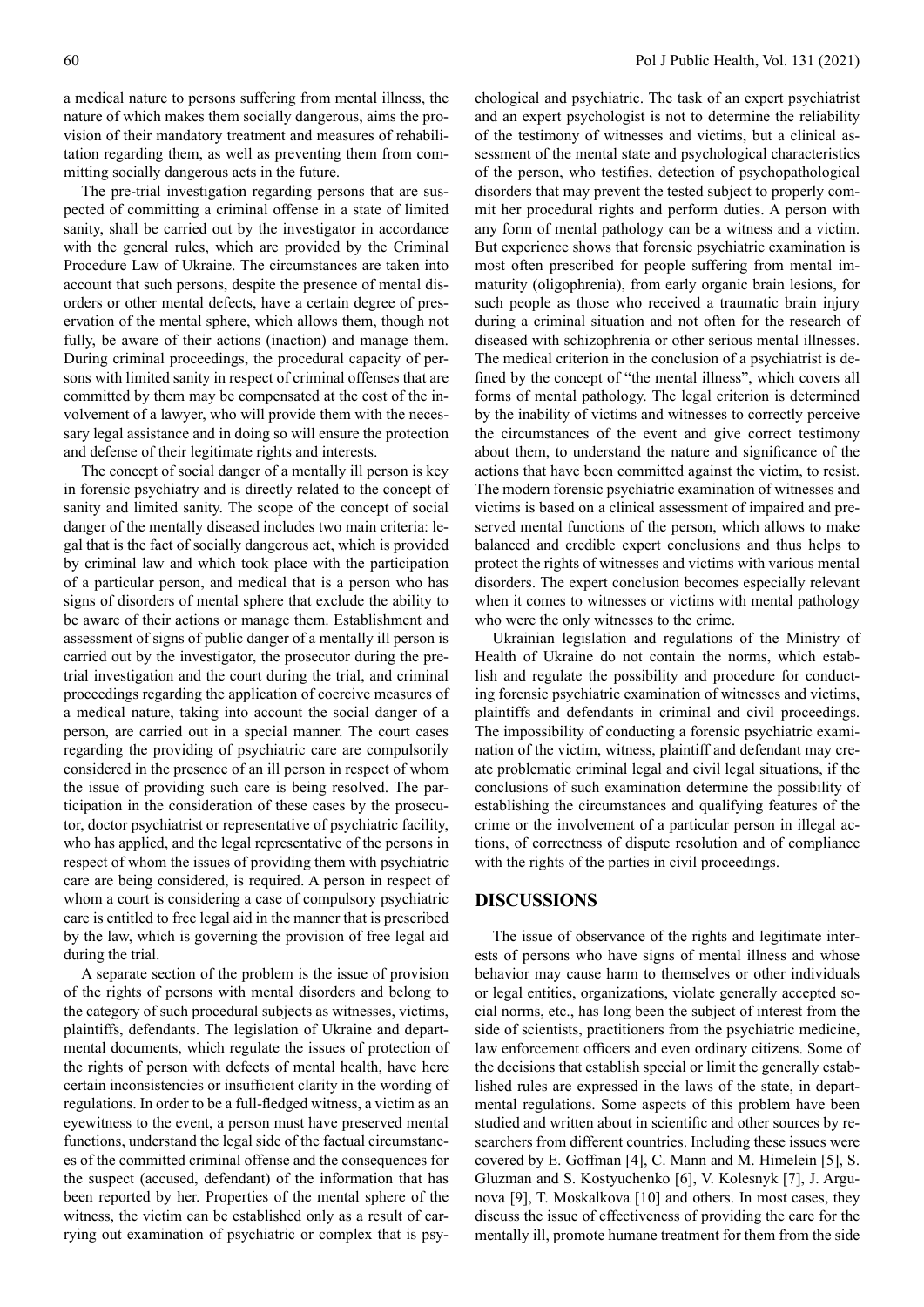a medical nature to persons suffering from mental illness, the nature of which makes them socially dangerous, aims the provision of their mandatory treatment and measures of rehabilitation regarding them, as well as preventing them from committing socially dangerous acts in the future.

The pre-trial investigation regarding persons that are suspected of committing a criminal offense in a state of limited sanity, shall be carried out by the investigator in accordance with the general rules, which are provided by the Criminal Procedure Law of Ukraine. The circumstances are taken into account that such persons, despite the presence of mental disorders or other mental defects, have a certain degree of preservation of the mental sphere, which allows them, though not fully, be aware of their actions (inaction) and manage them. During criminal proceedings, the procedural capacity of persons with limited sanity in respect of criminal offenses that are committed by them may be compensated at the cost of the involvement of a lawyer, who will provide them with the necessary legal assistance and in doing so will ensure the protection and defense of their legitimate rights and interests.

The concept of social danger of a mentally ill person is key in forensic psychiatry and is directly related to the concept of sanity and limited sanity. The scope of the concept of social danger of the mentally diseased includes two main criteria: legal that is the fact of socially dangerous act, which is provided by criminal law and which took place with the participation of a particular person, and medical that is a person who has signs of disorders of mental sphere that exclude the ability to be aware of their actions or manage them. Establishment and assessment of signs of public danger of a mentally ill person is carried out by the investigator, the prosecutor during the pretrial investigation and the court during the trial, and criminal proceedings regarding the application of coercive measures of a medical nature, taking into account the social danger of a person, are carried out in a special manner. The court cases regarding the providing of psychiatric care are compulsorily considered in the presence of an ill person in respect of whom the issue of providing such care is being resolved. The participation in the consideration of these cases by the prosecutor, doctor psychiatrist or representative of psychiatric facility, who has applied, and the legal representative of the persons in respect of whom the issues of providing them with psychiatric care are being considered, is required. A person in respect of whom a court is considering a case of compulsory psychiatric care is entitled to free legal aid in the manner that is prescribed by the law, which is governing the provision of free legal aid during the trial.

A separate section of the problem is the issue of provision of the rights of persons with mental disorders and belong to the category of such procedural subjects as witnesses, victims, plaintiffs, defendants. The legislation of Ukraine and departmental documents, which regulate the issues of protection of the rights of person with defects of mental health, have here certain inconsistencies or insufficient clarity in the wording of regulations. In order to be a full-fledged witness, a victim as an eyewitness to the event, a person must have preserved mental functions, understand the legal side of the factual circumstances of the committed criminal offense and the consequences for the suspect (accused, defendant) of the information that has been reported by her. Properties of the mental sphere of the witness, the victim can be established only as a result of carrying out examination of psychiatric or complex that is psychological and psychiatric. The task of an expert psychiatrist and an expert psychologist is not to determine the reliability of the testimony of witnesses and victims, but a clinical assessment of the mental state and psychological characteristics of the person, who testifies, detection of psychopathological disorders that may prevent the tested subject to properly commit her procedural rights and perform duties. A person with any form of mental pathology can be a witness and a victim. But experience shows that forensic psychiatric examination is most often prescribed for people suffering from mental immaturity (oligophrenia), from early organic brain lesions, for such people as those who received a traumatic brain injury during a criminal situation and not often for the research of diseased with schizophrenia or other serious mental illnesses. The medical criterion in the conclusion of a psychiatrist is defined by the concept of "the mental illness", which covers all forms of mental pathology. The legal criterion is determined by the inability of victims and witnesses to correctly perceive the circumstances of the event and give correct testimony about them, to understand the nature and significance of the actions that have been committed against the victim, to resist. The modern forensic psychiatric examination of witnesses and victims is based on a clinical assessment of impaired and preserved mental functions of the person, which allows to make balanced and credible expert conclusions and thus helps to protect the rights of witnesses and victims with various mental disorders. The expert conclusion becomes especially relevant when it comes to witnesses or victims with mental pathology who were the only witnesses to the crime.

Ukrainian legislation and regulations of the Ministry of Health of Ukraine do not contain the norms, which establish and regulate the possibility and procedure for conducting forensic psychiatric examination of witnesses and victims, plaintiffs and defendants in criminal and civil proceedings. The impossibility of conducting a forensic psychiatric examination of the victim, witness, plaintiff and defendant may create problematic criminal legal and civil legal situations, if the conclusions of such examination determine the possibility of establishing the circumstances and qualifying features of the crime or the involvement of a particular person in illegal actions, of correctness of dispute resolution and of compliance with the rights of the parties in civil proceedings.

## DISCUSSIONS

The issue of observance of the rights and legitimate interests of persons who have signs of mental illness and whose behavior may cause harm to themselves or other individuals or legal entities, organizations, violate generally accepted social norms, etc., has long been the subject of interest from the side of scientists, practitioners from the psychiatric medicine, law enforcement officers and even ordinary citizens. Some of the decisions that establish special or limit the generally established rules are expressed in the laws of the state, in departmental regulations. Some aspects of this problem have been studied and written about in scientific and other sources by researchers from different countries. Including these issues were covered by E. Goffman [4], C. Mann and M. Himelein [5], S. Gluzman and S. Kostyuchenko [6], V. Kolesnyk [7], J. Argunova [9], T. Moskalkova [10] and others. In most cases, they discuss the issue of effectiveness of providing the care for the mentally ill, promote humane treatment for them from the side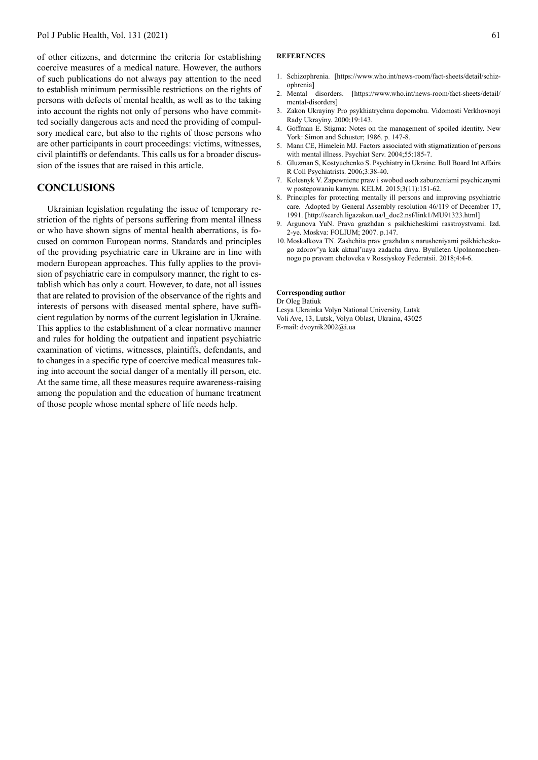of other citizens, and determine the criteria for establishing coercive measures of a medical nature. However, the authors of such publications do not always pay attention to the need to establish minimum permissible restrictions on the rights of persons with defects of mental health, as well as to the taking into account the rights not only of persons who have committed socially dangerous acts and need the providing of compulsory medical care, but also to the rights of those persons who are other participants in court proceedings: victims, witnesses, civil plaintiffs or defendants. This calls us for a broader discussion of the issues that are raised in this article.

## CONCLUSIONS

Ukrainian legislation regulating the issue of temporary restriction of the rights of persons suffering from mental illness or who have shown signs of mental health aberrations, is focused on common European norms. Standards and principles of the providing psychiatric care in Ukraine are in line with modern European approaches. This fully applies to the provision of psychiatric care in compulsory manner, the right to establish which has only a court. However, to date, not all issues that are related to provision of the observance of the rights and interests of persons with diseased mental sphere, have sufficient regulation by norms of the current legislation in Ukraine. This applies to the establishment of a clear normative manner and rules for holding the outpatient and inpatient psychiatric examination of victims, witnesses, plaintiffs, defendants, and to changes in a specific type of coercive medical measures taking into account the social danger of a mentally ill person, etc. At the same time, all these measures require awareness-raising among the population and the education of humane treatment of those people whose mental sphere of life needs help.

**REFERENCES**

1. Schizophrenia. [https://www.who.int/news-room/fact-sheets/detail/schizophrenia]
2. Mental disorders. [https://www.who.int/news-room/fact-sheets/detail/mental-disorders]
3. Zakon Ukrayiny Pro psykhiatrychnu dopomohu. Vidomosti Verkhovnoyi Rady Ukrayiny. 2000;19:143.
4. Goffman E. Stigma: Notes on the management of spoiled identity. New York: Simon and Schuster; 1986. p. 147-8.
5. Mann CE, Himelein MJ. Factors associated with stigmatization of persons with mental illness. Psychiat Serv. 2004;55:185-7.
6. Gluzman S, Kostyuchenko S. Psychiatry in Ukraine. Bull Board Int Affairs R Coll Psychiatrists. 2006;3:38-40.
7. Kolesnyk V. Zapewniene praw i swobod osob zaburzeniami psychicznymi w postepowaniu karnym. KELM. 2015;3(11):151-62.
8. Principles for protecting mentally ill persons and improving psychiatric care. Adopted by General Assembly resolution 46/119 of December 17, 1991. [http://search.ligazakon.ua/l_doc2.nsf/link1/MU91323.html]
9. Argunova YuN. Prava grazhdan s psikhicheskimi rasstroystvami. Izd. 2-ye. Moskva: FOLIUM; 2007. p.147.
10. Moskalkova TN. Zashchita prav grazhdan s narusheniyami psikhicheskogo zdorov'ya kak aktual'naya zadacha dnya. Byulleten Upolnomochennogo po pravam cheloveka v Rossiyskoy Federatsii. 2018;4:4-6.

**Corresponding author**

Dr Oleg Batiuk
Lesya Ukrainka Volyn National University, Lutsk
Voli Ave, 13, Lutsk, Volyn Oblast, Ukraina, 43025
E-mail: dvoynik2002@i.ua